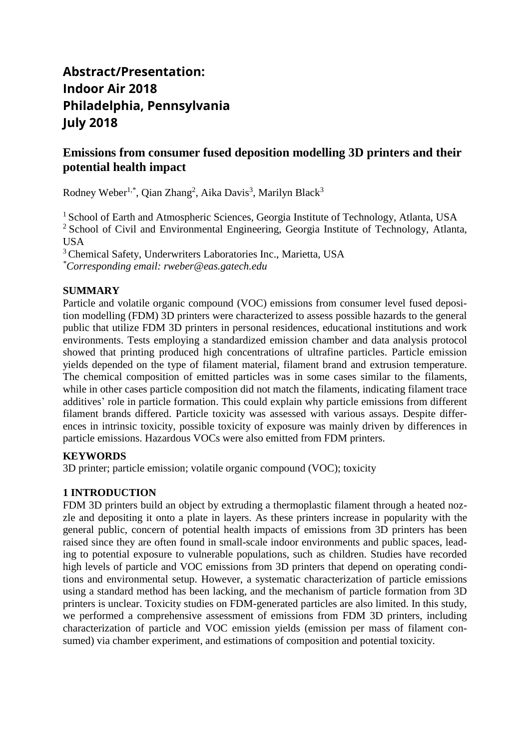# Abstract/Presentation: Indoor Air 2018 Philadelphia, Pennsylvania July 2018

## Emissions from consumer fused deposition modelling 3D printers and their potential health impact

Rodney Weber[1,*], Qian Zhang[2], Aika Davis[3], Marilyn Black[3]

[1] School of Earth and Atmospheric Sciences, Georgia Institute of Technology, Atlanta, USA
[2] School of Civil and Environmental Engineering, Georgia Institute of Technology, Atlanta, USA
[3] Chemical Safety, Underwriters Laboratories Inc., Marietta, USA
[*] *Corresponding email: rweber@eas.gatech.edu*

**SUMMARY**

Particle and volatile organic compound (VOC) emissions from consumer level fused deposition modelling (FDM) 3D printers were characterized to assess possible hazards to the general public that utilize FDM 3D printers in personal residences, educational institutions and work environments. Tests employing a standardized emission chamber and data analysis protocol showed that printing produced high concentrations of ultrafine particles. Particle emission yields depended on the type of filament material, filament brand and extrusion temperature. The chemical composition of emitted particles was in some cases similar to the filaments, while in other cases particle composition did not match the filaments, indicating filament trace additives' role in particle formation. This could explain why particle emissions from different filament brands differed. Particle toxicity was assessed with various assays. Despite differences in intrinsic toxicity, possible toxicity of exposure was mainly driven by differences in particle emissions. Hazardous VOCs were also emitted from FDM printers.

**KEYWORDS**

3D printer; particle emission; volatile organic compound (VOC); toxicity

**1 INTRODUCTION**

FDM 3D printers build an object by extruding a thermoplastic filament through a heated nozzle and depositing it onto a plate in layers. As these printers increase in popularity with the general public, concern of potential health impacts of emissions from 3D printers has been raised since they are often found in small-scale indoor environments and public spaces, leading to potential exposure to vulnerable populations, such as children. Studies have recorded high levels of particle and VOC emissions from 3D printers that depend on operating conditions and environmental setup. However, a systematic characterization of particle emissions using a standard method has been lacking, and the mechanism of particle formation from 3D printers is unclear. Toxicity studies on FDM-generated particles are also limited. In this study, we performed a comprehensive assessment of emissions from FDM 3D printers, including characterization of particle and VOC emission yields (emission per mass of filament consumed) via chamber experiment, and estimations of composition and potential toxicity.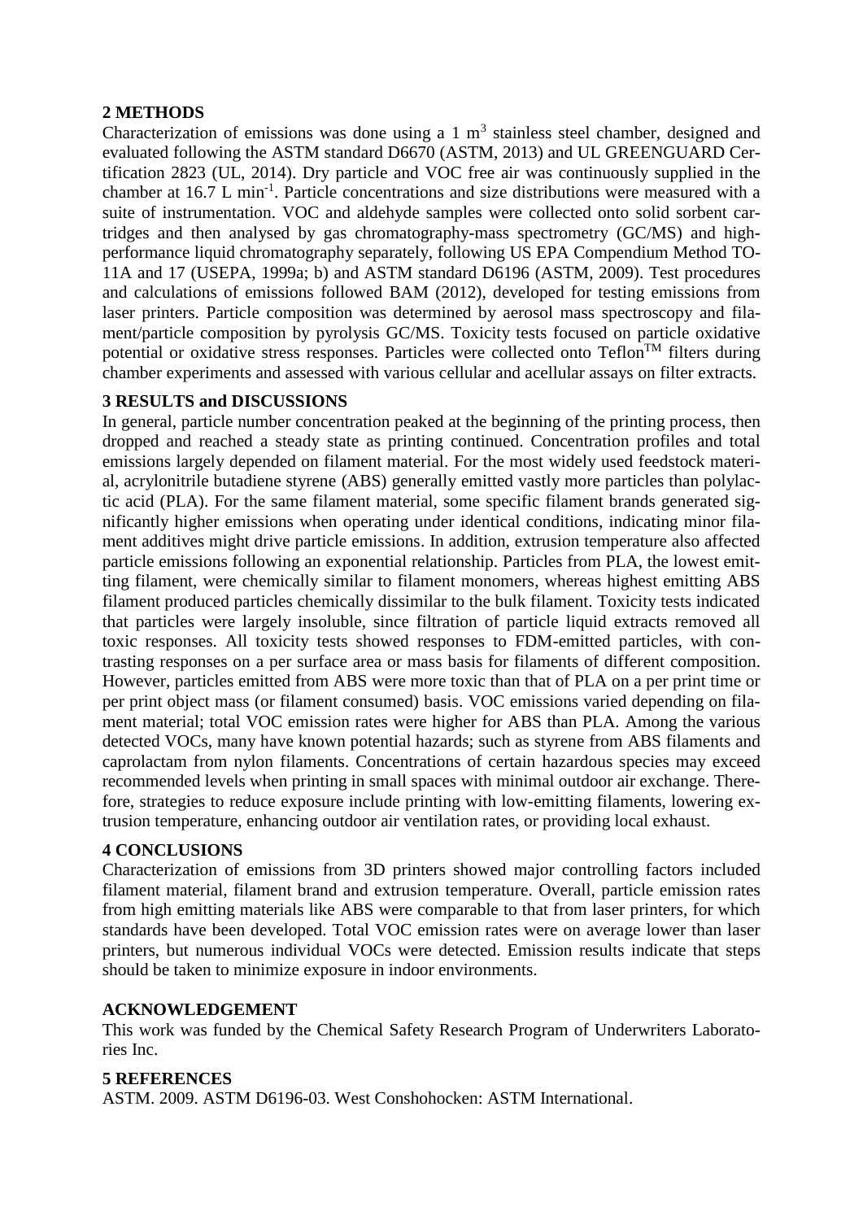## 2 METHODS

Characterization of emissions was done using a 1 $m^3$ stainless steel chamber, designed and evaluated following the ASTM standard D6670 (ASTM, 2013) and UL GREENGUARD Certification 2823 (UL, 2014). Dry particle and VOC free air was continuously supplied in the chamber at 16.7 L $min^{-1}$. Particle concentrations and size distributions were measured with a suite of instrumentation. VOC and aldehyde samples were collected onto solid sorbent cartridges and then analysed by gas chromatography-mass spectrometry (GC/MS) and high-performance liquid chromatography separately, following US EPA Compendium Method TO-11A and 17 (USEPA, 1999a; b) and ASTM standard D6196 (ASTM, 2009). Test procedures and calculations of emissions followed BAM (2012), developed for testing emissions from laser printers. Particle composition was determined by aerosol mass spectroscopy and filament/particle composition by pyrolysis GC/MS. Toxicity tests focused on particle oxidative potential or oxidative stress responses. Particles were collected onto Teflon™ filters during chamber experiments and assessed with various cellular and acellular assays on filter extracts.

## 3 RESULTS and DISCUSSIONS

In general, particle number concentration peaked at the beginning of the printing process, then dropped and reached a steady state as printing continued. Concentration profiles and total emissions largely depended on filament material. For the most widely used feedstock material, acrylonitrile butadiene styrene (ABS) generally emitted vastly more particles than polylactic acid (PLA). For the same filament material, some specific filament brands generated significantly higher emissions when operating under identical conditions, indicating minor filament additives might drive particle emissions. In addition, extrusion temperature also affected particle emissions following an exponential relationship. Particles from PLA, the lowest emitting filament, were chemically similar to filament monomers, whereas highest emitting ABS filament produced particles chemically dissimilar to the bulk filament. Toxicity tests indicated that particles were largely insoluble, since filtration of particle liquid extracts removed all toxic responses. All toxicity tests showed responses to FDM-emitted particles, with contrasting responses on a per surface area or mass basis for filaments of different composition. However, particles emitted from ABS were more toxic than that of PLA on a per print time or per print object mass (or filament consumed) basis. VOC emissions varied depending on filament material; total VOC emission rates were higher for ABS than PLA. Among the various detected VOCs, many have known potential hazards; such as styrene from ABS filaments and caprolactam from nylon filaments. Concentrations of certain hazardous species may exceed recommended levels when printing in small spaces with minimal outdoor air exchange. Therefore, strategies to reduce exposure include printing with low-emitting filaments, lowering extrusion temperature, enhancing outdoor air ventilation rates, or providing local exhaust.

## 4 CONCLUSIONS

Characterization of emissions from 3D printers showed major controlling factors included filament material, filament brand and extrusion temperature. Overall, particle emission rates from high emitting materials like ABS were comparable to that from laser printers, for which standards have been developed. Total VOC emission rates were on average lower than laser printers, but numerous individual VOCs were detected. Emission results indicate that steps should be taken to minimize exposure in indoor environments.

## ACKNOWLEDGEMENT

This work was funded by the Chemical Safety Research Program of Underwriters Laboratories Inc.

## 5 REFERENCES

ASTM. 2009. ASTM D6196-03. West Conshohocken: ASTM International.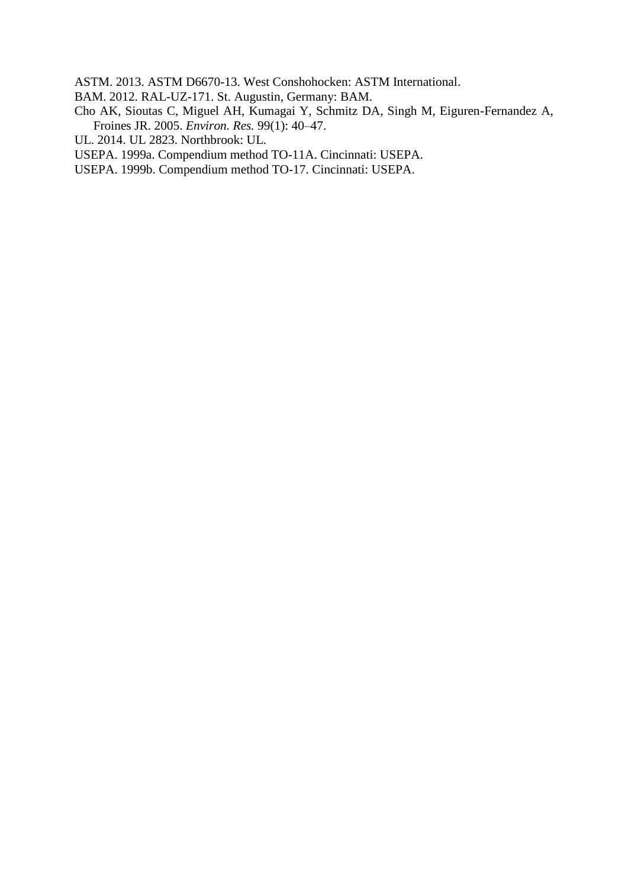ASTM. 2013. ASTM D6670-13. West Conshohocken: ASTM International.

BAM. 2012. RAL-UZ-171. St. Augustin, Germany: BAM.

Cho AK, Sioutas C, Miguel AH, Kumagai Y, Schmitz DA, Singh M, Eiguren-Fernandez A, Froines JR. 2005. *Environ. Res.* 99(1): 40–47.

UL. 2014. UL 2823. Northbrook: UL.

USEPA. 1999a. Compendium method TO-11A. Cincinnati: USEPA.

USEPA. 1999b. Compendium method TO-17. Cincinnati: USEPA.